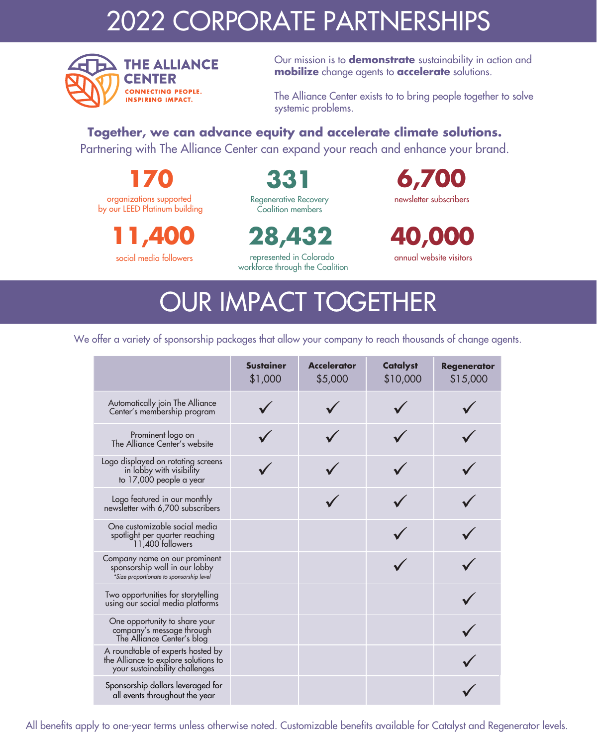# 2022 CORPORATE PARTNERSHIPS

**THE ALLIANCE CENTER**
CONNECTING PEOPLE. INSPIRING IMPACT.

Our mission is to **demonstrate** sustainability in action and **mobilize** change agents to **accelerate** solutions.

The Alliance Center exists to to bring people together to solve systemic problems.

**Together, we can advance equity and accelerate climate solutions.**
Partnering with The Alliance Center can expand your reach and enhance your brand.

**170**
organizations supported by our LEED Platinum building

**331**
Regenerative Recovery Coalition members

**6,700**
newsletter subscribers

**11,400**
social media followers

**28,432**
represented in Colorado workforce through the Coalition

**40,000**
annual website visitors

# OUR IMPACT TOGETHER

We offer a variety of sponsorship packages that allow your company to reach thousands of change agents.

| | **Sustainer** $1,000 | **Accelerator** $5,000 | **Catalyst** $10,000 | **Regenerator** $15,000 |
|---|---|---|---|---|
| Automatically join The Alliance Center's membership program | ✓ | ✓ | ✓ | ✓ |
| Prominent logo on The Alliance Center's website | ✓ | ✓ | ✓ | ✓ |
| Logo displayed on rotating screens in lobby with visibility to 17,000 people a year | ✓ | ✓ | ✓ | ✓ |
| Logo featured in our monthly newsletter with 6,700 subscribers | | ✓ | ✓ | ✓ |
| One customizable social media spotlight per quarter reaching 11,400 followers | | | ✓ | ✓ |
| Company name on our prominent sponsorship wall in our lobby *Size proportionate to sponsorship level | | | ✓ | ✓ |
| Two opportunities for storytelling using our social media platforms | | | | ✓ |
| One opportunity to share your company's message through The Alliance Center's blog | | | | ✓ |
| A roundtable of experts hosted by the Alliance to explore solutions to your sustainability challenges | | | | ✓ |
| Sponsorship dollars leveraged for all events throughout the year | | | | ✓ |

All benefits apply to one-year terms unless otherwise noted. Customizable benefits available for Catalyst and Regenerator levels.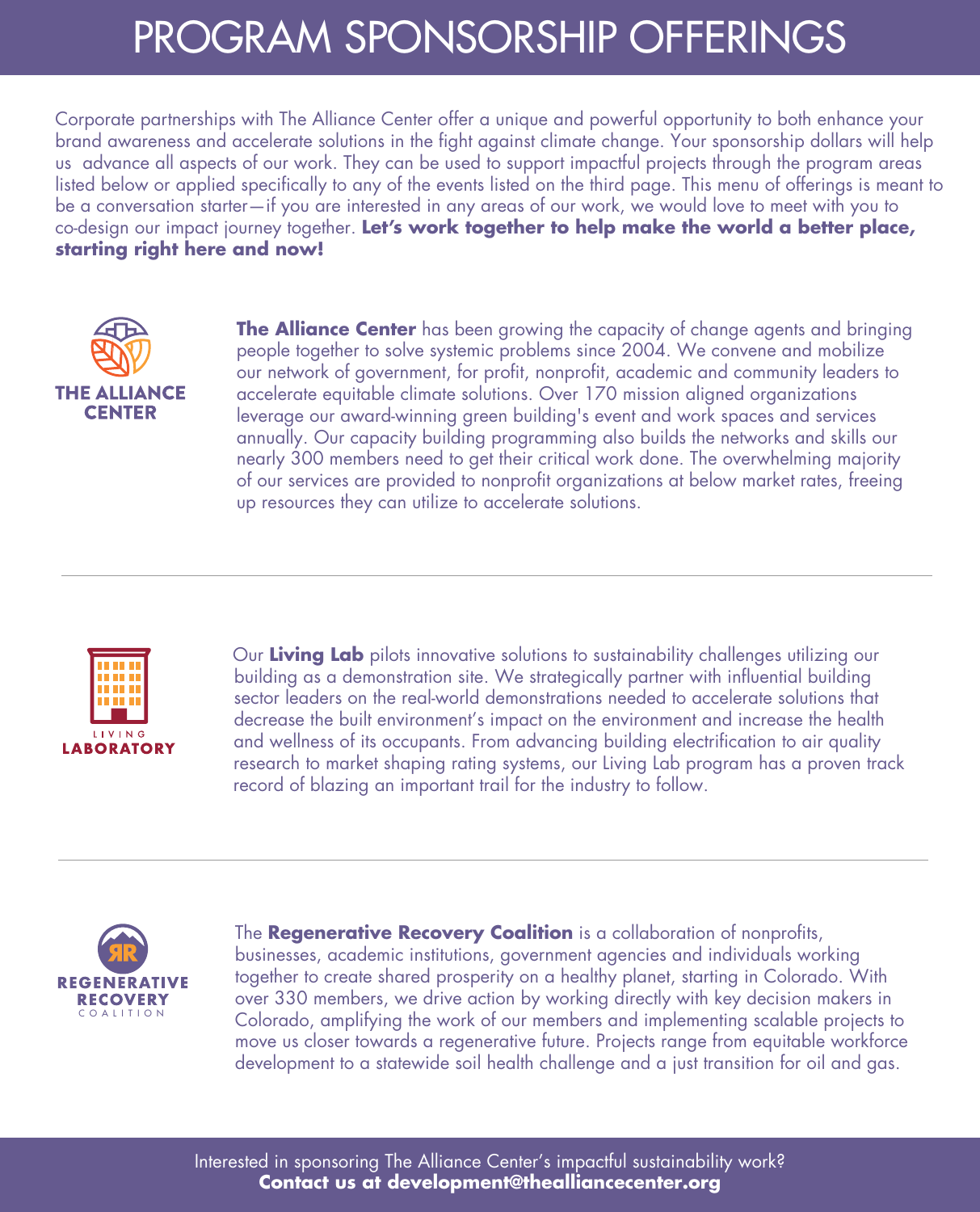# PROGRAM SPONSORSHIP OFFERINGS

Corporate partnerships with The Alliance Center offer a unique and powerful opportunity to both enhance your brand awareness and accelerate solutions in the fight against climate change. Your sponsorship dollars will help us advance all aspects of our work. They can be used to support impactful projects through the program areas listed below or applied specifically to any of the events listed on the third page. This menu of offerings is meant to be a conversation starter—if you are interested in any areas of our work, we would love to meet with you to co-design our impact journey together. **Let's work together to help make the world a better place, starting right here and now!**

THE ALLIANCE CENTER

**The Alliance Center** has been growing the capacity of change agents and bringing people together to solve systemic problems since 2004. We convene and mobilize our network of government, for profit, nonprofit, academic and community leaders to accelerate equitable climate solutions. Over 170 mission aligned organizations leverage our award-winning green building's event and work spaces and services annually. Our capacity building programming also builds the networks and skills our nearly 300 members need to get their critical work done. The overwhelming majority of our services are provided to nonprofit organizations at below market rates, freeing up resources they can utilize to accelerate solutions.

---

LIVING LABORATORY

Our **Living Lab** pilots innovative solutions to sustainability challenges utilizing our building as a demonstration site. We strategically partner with influential building sector leaders on the real-world demonstrations needed to accelerate solutions that decrease the built environment's impact on the environment and increase the health and wellness of its occupants. From advancing building electrification to air quality research to market shaping rating systems, our Living Lab program has a proven track record of blazing an important trail for the industry to follow.

---

REGENERATIVE RECOVERY COALITION

The **Regenerative Recovery Coalition** is a collaboration of nonprofits, businesses, academic institutions, government agencies and individuals working together to create shared prosperity on a healthy planet, starting in Colorado. With over 330 members, we drive action by working directly with key decision makers in Colorado, amplifying the work of our members and implementing scalable projects to move us closer towards a regenerative future. Projects range from equitable workforce development to a statewide soil health challenge and a just transition for oil and gas.

Interested in sponsoring The Alliance Center's impactful sustainability work?
**Contact us at development@thealliancecenter.org**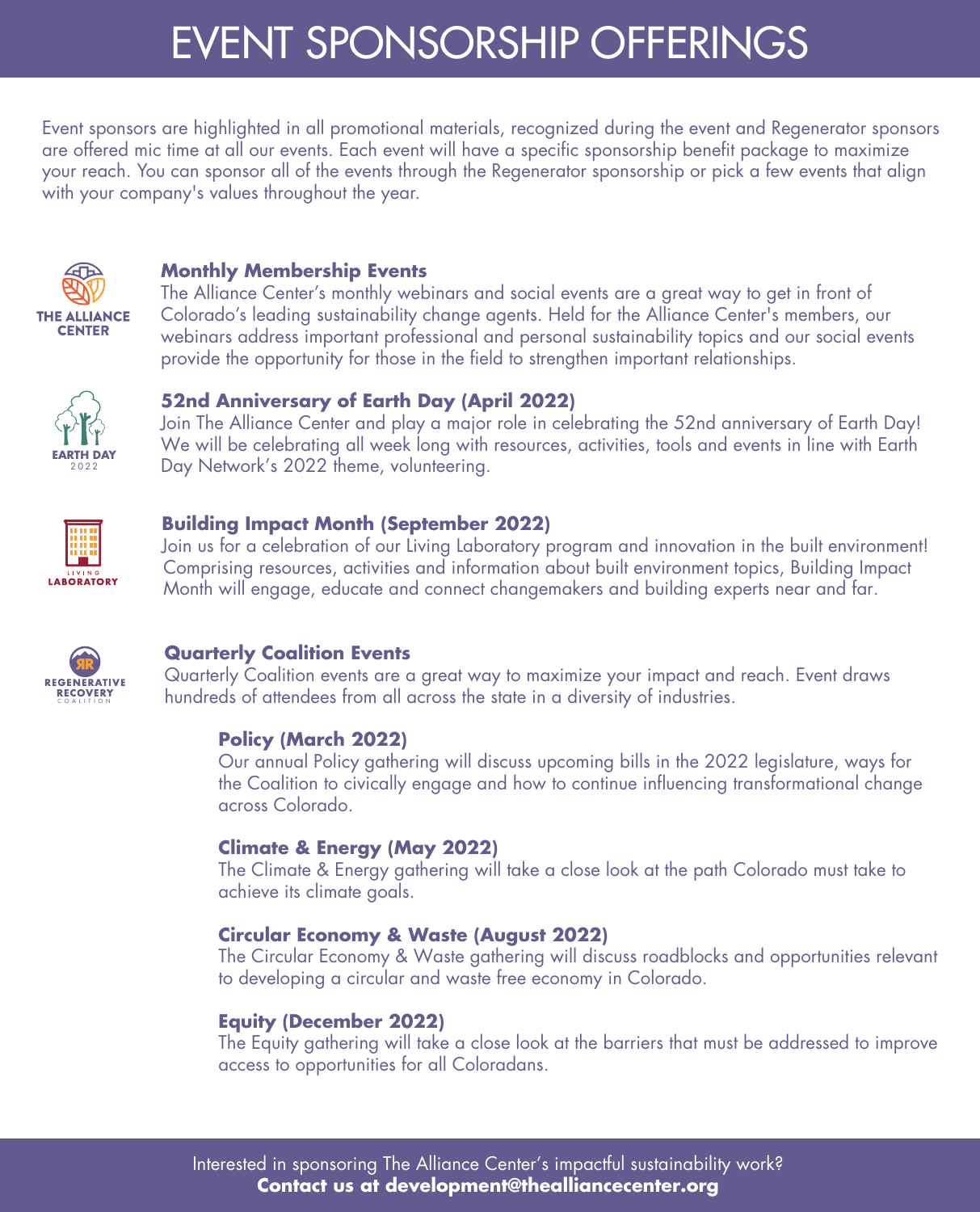# EVENT SPONSORSHIP OFFERINGS

Event sponsors are highlighted in all promotional materials, recognized during the event and Regenerator sponsors are offered mic time at all our events. Each event will have a specific sponsorship benefit package to maximize your reach. You can sponsor all of the events through the Regenerator sponsorship or pick a few events that align with your company's values throughout the year.

THE ALLIANCE CENTER

### Monthly Membership Events

The Alliance Center's monthly webinars and social events are a great way to get in front of Colorado's leading sustainability change agents. Held for the Alliance Center's members, our webinars address important professional and personal sustainability topics and our social events provide the opportunity for those in the field to strengthen important relationships.

EARTH DAY 2022

### 52nd Anniversary of Earth Day (April 2022)

Join The Alliance Center and play a major role in celebrating the 52nd anniversary of Earth Day! We will be celebrating all week long with resources, activities, tools and events in line with Earth Day Network's 2022 theme, volunteering.

LIVING LABORATORY

### Building Impact Month (September 2022)

Join us for a celebration of our Living Laboratory program and innovation in the built environment! Comprising resources, activities and information about built environment topics, Building Impact Month will engage, educate and connect changemakers and building experts near and far.

REGENERATIVE RECOVERY COALITION

### Quarterly Coalition Events

Quarterly Coalition events are a great way to maximize your impact and reach. Event draws hundreds of attendees from all across the state in a diversity of industries.

**Policy (March 2022)**
Our annual Policy gathering will discuss upcoming bills in the 2022 legislature, ways for the Coalition to civically engage and how to continue influencing transformational change across Colorado.

**Climate & Energy (May 2022)**
The Climate & Energy gathering will take a close look at the path Colorado must take to achieve its climate goals.

**Circular Economy & Waste (August 2022)**
The Circular Economy & Waste gathering will discuss roadblocks and opportunities relevant to developing a circular and waste free economy in Colorado.

**Equity (December 2022)**
The Equity gathering will take a close look at the barriers that must be addressed to improve access to opportunities for all Coloradans.

Interested in sponsoring The Alliance Center's impactful sustainability work?
**Contact us at development@thealliancecenter.org**